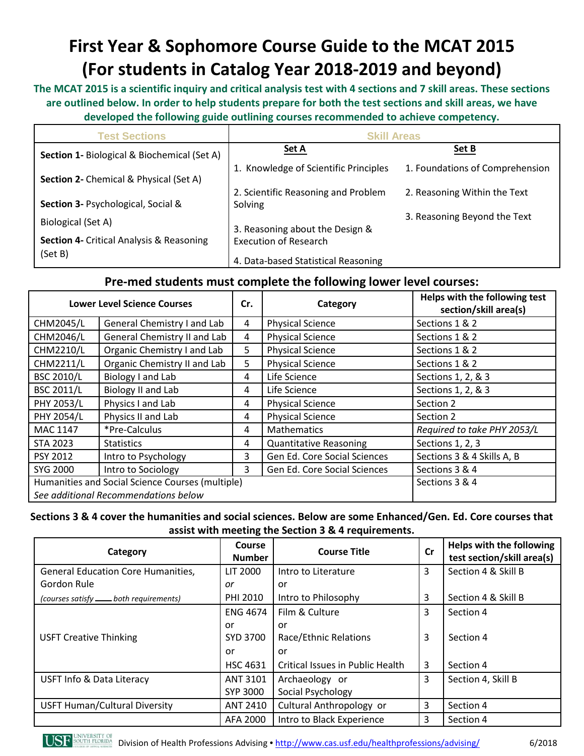# First Year & Sophomore Course Guide to the MCAT 2015 (For students in Catalog Year 2018-2019 and beyond)

**The MCAT 2015 is a scientific inquiry and critical analysis test with 4 sections and 7 skill areas. These sections are outlined below. In order to help students prepare for both the test sections and skill areas, we have developed the following guide outlining courses recommended to achieve competency.**

| Test Sections | Skill Areas | |
|---|---|---|
| | **Set A** | **Set B** |
| **Section 1-** Biological & Biochemical (Set A) | 1. Knowledge of Scientific Principles | 1. Foundations of Comprehension |
| **Section 2-** Chemical & Physical (Set A) | 2. Scientific Reasoning and Problem Solving | 2. Reasoning Within the Text |
| **Section 3-** Psychological, Social & Biological (Set A) | 3. Reasoning about the Design & Execution of Research | 3. Reasoning Beyond the Text |
| **Section 4-** Critical Analysis & Reasoning (Set B) | 4. Data-based Statistical Reasoning | |

## Pre-med students must complete the following lower level courses:

| Lower Level Science Courses | | Cr. | Category | Helps with the following test section/skill area(s) |
|---|---|---|---|---|
| CHM2045/L | General Chemistry I and Lab | 4 | Physical Science | Sections 1 & 2 |
| CHM2046/L | General Chemistry II and Lab | 4 | Physical Science | Sections 1 & 2 |
| CHM2210/L | Organic Chemistry I and Lab | 5 | Physical Science | Sections 1 & 2 |
| CHM2211/L | Organic Chemistry II and Lab | 5 | Physical Science | Sections 1 & 2 |
| BSC 2010/L | Biology I and Lab | 4 | Life Science | Sections 1, 2, & 3 |
| BSC 2011/L | Biology II and Lab | 4 | Life Science | Sections 1, 2, & 3 |
| PHY 2053/L | Physics I and Lab | 4 | Physical Science | Section 2 |
| PHY 2054/L | Physics II and Lab | 4 | Physical Science | Section 2 |
| MAC 1147 | *Pre-Calculus | 4 | Mathematics | *Required to take PHY 2053/L* |
| STA 2023 | Statistics | 4 | Quantitative Reasoning | Sections 1, 2, 3 |
| PSY 2012 | Intro to Psychology | 3 | Gen Ed. Core Social Sciences | Sections 3 & 4 Skills A, B |
| SYG 2000 | Intro to Sociology | 3 | Gen Ed. Core Social Sciences | Sections 3 & 4 |
| Humanities and Social Science Courses (multiple) *See additional Recommendations below* | | | | Sections 3 & 4 |

**Sections 3 & 4 cover the humanities and social sciences. Below are some Enhanced/Gen. Ed. Core courses that assist with meeting the Section 3 & 4 requirements.**

| Category | Course Number | Course Title | Cr | Helps with the following test section/skill area(s) |
|---|---|---|---|---|
| General Education Core Humanities, Gordon Rule *(courses satisfy \_\_\_ both requirements)* | LIT 2000 *or* PHI 2010 | Intro to Literature or Intro to Philosophy | 3<br>3 | Section 4 & Skill B<br>Section 4 & Skill B |
| USFT Creative Thinking | ENG 4674 or SYD 3700 or HSC 4631 | Film & Culture or Race/Ethnic Relations or Critical Issues in Public Health | 3<br>3<br>3 | Section 4<br>Section 4<br>Section 4 |
| USFT Info & Data Literacy | ANT 3101<br>SYP 3000 | Archaeology or<br>Social Psychology | 3 | Section 4, Skill B |
| USFT Human/Cultural Diversity | ANT 2410 | Cultural Anthropology or | 3 | Section 4 |
| | AFA 2000 | Intro to Black Experience | 3 | Section 4 |

Division of Health Professions Advising • http://www.cas.usf.edu/healthprofessions/advising/ 6/2018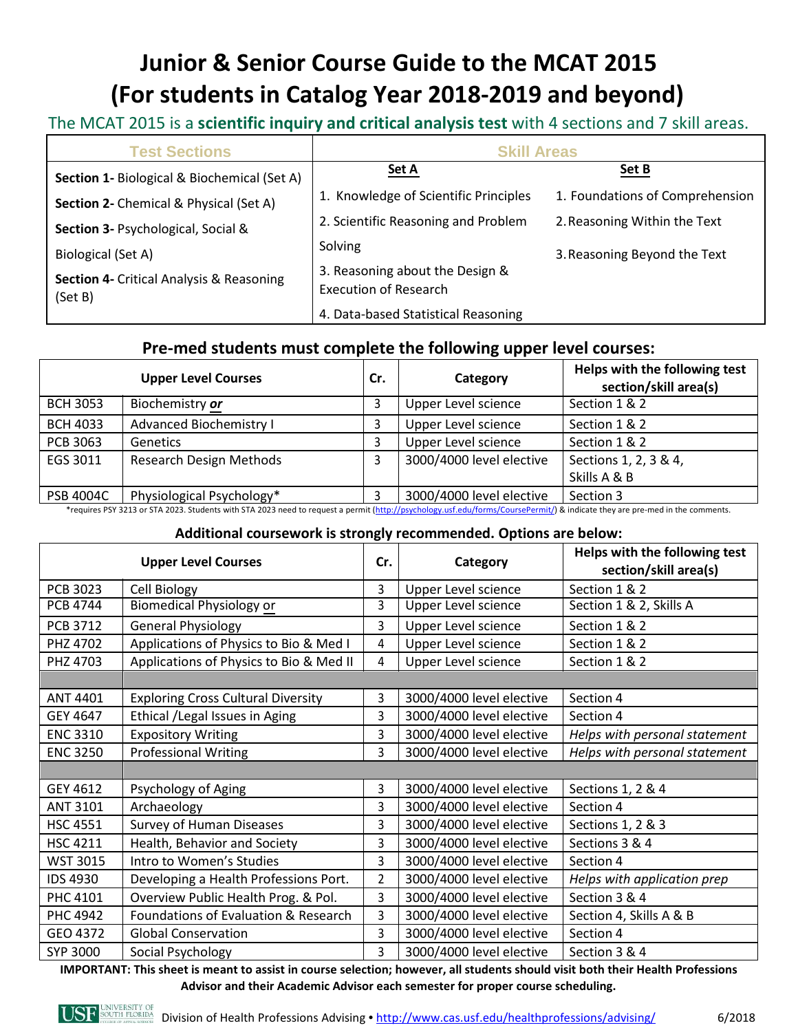# Junior & Senior Course Guide to the MCAT 2015
# (For students in Catalog Year 2018-2019 and beyond)

The MCAT 2015 is a **scientific inquiry and critical analysis test** with 4 sections and 7 skill areas.

| Test Sections | Skill Areas | |
|---|---|---|
| | **Set A** | **Set B** |
| **Section 1-** Biological & Biochemical (Set A) | 1. Knowledge of Scientific Principles | 1. Foundations of Comprehension |
| **Section 2-** Chemical & Physical (Set A) | 2. Scientific Reasoning and Problem Solving | 2. Reasoning Within the Text |
| **Section 3-** Psychological, Social & Biological (Set A) | 3. Reasoning about the Design & Execution of Research | 3. Reasoning Beyond the Text |
| **Section 4-** Critical Analysis & Reasoning (Set B) | 4. Data-based Statistical Reasoning | |

## Pre-med students must complete the following upper level courses:

| Upper Level Courses | | Cr. | Category | Helps with the following test section/skill area(s) |
|---|---|---|---|---|
| BCH 3053 | Biochemistry ***or*** | 3 | Upper Level science | Section 1 & 2 |
| BCH 4033 | Advanced Biochemistry I | 3 | Upper Level science | Section 1 & 2 |
| PCB 3063 | Genetics | 3 | Upper Level science | Section 1 & 2 |
| EGS 3011 | Research Design Methods | 3 | 3000/4000 level elective | Sections 1, 2, 3 & 4, Skills A & B |
| PSB 4004C | Physiological Psychology* | 3 | 3000/4000 level elective | Section 3 |

*requires PSY 3213 or STA 2023. Students with STA 2023 need to request a permit (http://psychology.usf.edu/forms/CoursePermit/) & indicate they are pre-med in the comments.

### Additional coursework is strongly recommended. Options are below:

| Upper Level Courses | | Cr. | Category | Helps with the following test section/skill area(s) |
|---|---|---|---|---|
| PCB 3023 | Cell Biology | 3 | Upper Level science | Section 1 & 2 |
| PCB 4744 | Biomedical Physiology or | 3 | Upper Level science | Section 1 & 2, Skills A |
| PCB 3712 | General Physiology | 3 | Upper Level science | Section 1 & 2 |
| PHZ 4702 | Applications of Physics to Bio & Med I | 4 | Upper Level science | Section 1 & 2 |
| PHZ 4703 | Applications of Physics to Bio & Med II | 4 | Upper Level science | Section 1 & 2 |
| | | | | |
| ANT 4401 | Exploring Cross Cultural Diversity | 3 | 3000/4000 level elective | Section 4 |
| GEY 4647 | Ethical /Legal Issues in Aging | 3 | 3000/4000 level elective | Section 4 |
| ENC 3310 | Expository Writing | 3 | 3000/4000 level elective | *Helps with personal statement* |
| ENC 3250 | Professional Writing | 3 | 3000/4000 level elective | *Helps with personal statement* |
| | | | | |
| GEY 4612 | Psychology of Aging | 3 | 3000/4000 level elective | Sections 1, 2 & 4 |
| ANT 3101 | Archaeology | 3 | 3000/4000 level elective | Section 4 |
| HSC 4551 | Survey of Human Diseases | 3 | 3000/4000 level elective | Sections 1, 2 & 3 |
| HSC 4211 | Health, Behavior and Society | 3 | 3000/4000 level elective | Sections 3 & 4 |
| WST 3015 | Intro to Women's Studies | 3 | 3000/4000 level elective | Section 4 |
| IDS 4930 | Developing a Health Professions Port. | 2 | 3000/4000 level elective | *Helps with application prep* |
| PHC 4101 | Overview Public Health Prog. & Pol. | 3 | 3000/4000 level elective | Section 3 & 4 |
| PHC 4942 | Foundations of Evaluation & Research | 3 | 3000/4000 level elective | Section 4, Skills A & B |
| GEO 4372 | Global Conservation | 3 | 3000/4000 level elective | Section 4 |
| SYP 3000 | Social Psychology | 3 | 3000/4000 level elective | Section 3 & 4 |

**IMPORTANT: This sheet is meant to assist in course selection; however, all students should visit both their Health Professions Advisor and their Academic Advisor each semester for proper course scheduling.**

Division of Health Professions Advising • http://www.cas.usf.edu/healthprofessions/advising/ 6/2018